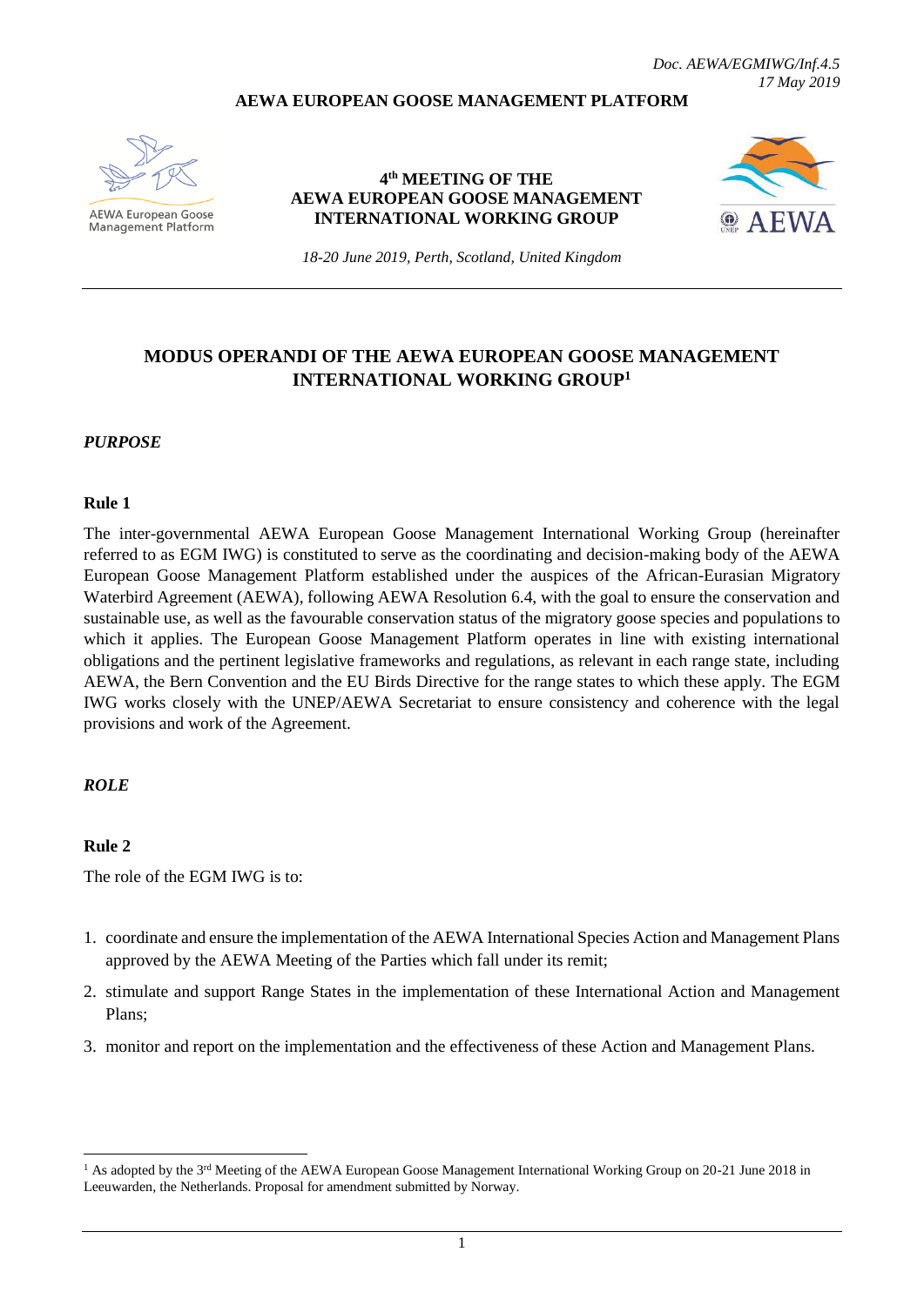*Doc. AEWA/EGMIWG/Inf.4.5*
*17 May 2019*

**AEWA EUROPEAN GOOSE MANAGEMENT PLATFORM**

AEWA European Goose Management Platform

**4th MEETING OF THE AEWA EUROPEAN GOOSE MANAGEMENT INTERNATIONAL WORKING GROUP**

AEWA

*18-20 June 2019, Perth, Scotland, United Kingdom*

# MODUS OPERANDI OF THE AEWA EUROPEAN GOOSE MANAGEMENT INTERNATIONAL WORKING GROUP[1]

## *PURPOSE*

### Rule 1

The inter-governmental AEWA European Goose Management International Working Group (hereinafter referred to as EGM IWG) is constituted to serve as the coordinating and decision-making body of the AEWA European Goose Management Platform established under the auspices of the African-Eurasian Migratory Waterbird Agreement (AEWA), following AEWA Resolution 6.4, with the goal to ensure the conservation and sustainable use, as well as the favourable conservation status of the migratory goose species and populations to which it applies. The European Goose Management Platform operates in line with existing international obligations and the pertinent legislative frameworks and regulations, as relevant in each range state, including AEWA, the Bern Convention and the EU Birds Directive for the range states to which these apply. The EGM IWG works closely with the UNEP/AEWA Secretariat to ensure consistency and coherence with the legal provisions and work of the Agreement.

## *ROLE*

### Rule 2

The role of the EGM IWG is to:

1. coordinate and ensure the implementation of the AEWA International Species Action and Management Plans approved by the AEWA Meeting of the Parties which fall under its remit;
2. stimulate and support Range States in the implementation of these International Action and Management Plans;
3. monitor and report on the implementation and the effectiveness of these Action and Management Plans.

---

[1] As adopted by the 3rd Meeting of the AEWA European Goose Management International Working Group on 20-21 June 2018 in Leeuwarden, the Netherlands. Proposal for amendment submitted by Norway.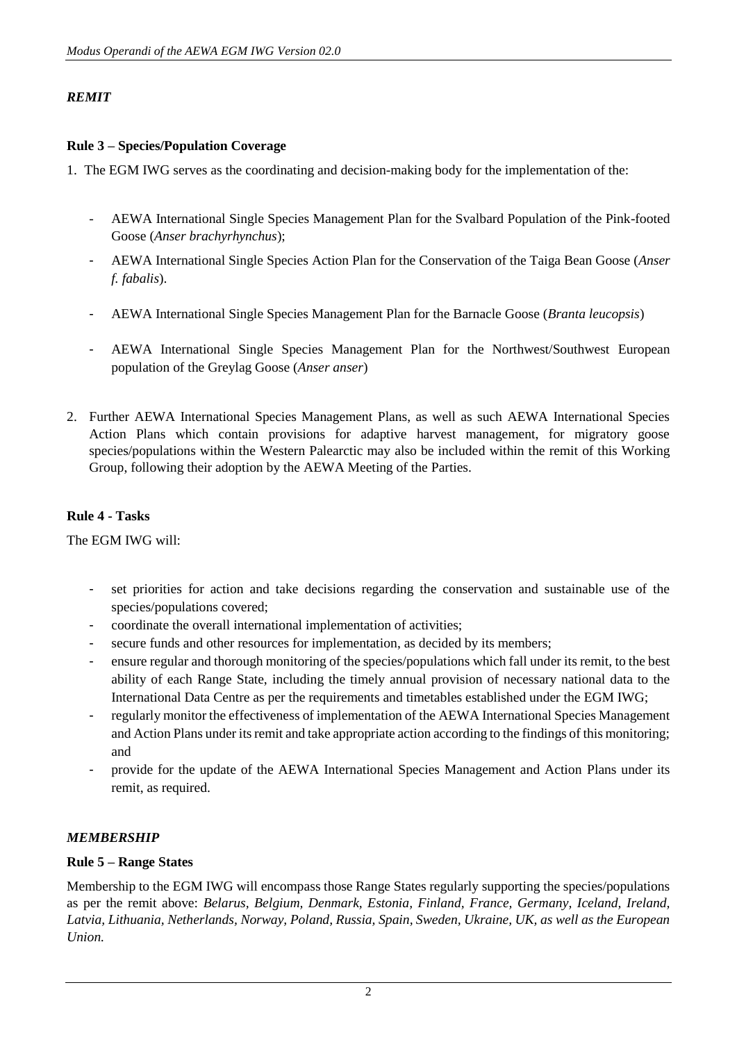### *REMIT*

**Rule 3 – Species/Population Coverage**

1. The EGM IWG serves as the coordinating and decision-making body for the implementation of the:

   - AEWA International Single Species Management Plan for the Svalbard Population of the Pink-footed Goose (*Anser brachyrhynchus*);
   - AEWA International Single Species Action Plan for the Conservation of the Taiga Bean Goose (*Anser f. fabalis*).
   - AEWA International Single Species Management Plan for the Barnacle Goose (*Branta leucopsis*)
   - AEWA International Single Species Management Plan for the Northwest/Southwest European population of the Greylag Goose (*Anser anser*)

2. Further AEWA International Species Management Plans, as well as such AEWA International Species Action Plans which contain provisions for adaptive harvest management, for migratory goose species/populations within the Western Palearctic may also be included within the remit of this Working Group, following their adoption by the AEWA Meeting of the Parties.

**Rule 4 - Tasks**

The EGM IWG will:

- set priorities for action and take decisions regarding the conservation and sustainable use of the species/populations covered;
- coordinate the overall international implementation of activities;
- secure funds and other resources for implementation, as decided by its members;
- ensure regular and thorough monitoring of the species/populations which fall under its remit, to the best ability of each Range State, including the timely annual provision of necessary national data to the International Data Centre as per the requirements and timetables established under the EGM IWG;
- regularly monitor the effectiveness of implementation of the AEWA International Species Management and Action Plans under its remit and take appropriate action according to the findings of this monitoring; and
- provide for the update of the AEWA International Species Management and Action Plans under its remit, as required.

### *MEMBERSHIP*

**Rule 5 – Range States**

Membership to the EGM IWG will encompass those Range States regularly supporting the species/populations as per the remit above: *Belarus, Belgium, Denmark, Estonia, Finland, France, Germany, Iceland, Ireland, Latvia, Lithuania, Netherlands, Norway, Poland, Russia, Spain, Sweden, Ukraine, UK, as well as the European Union.*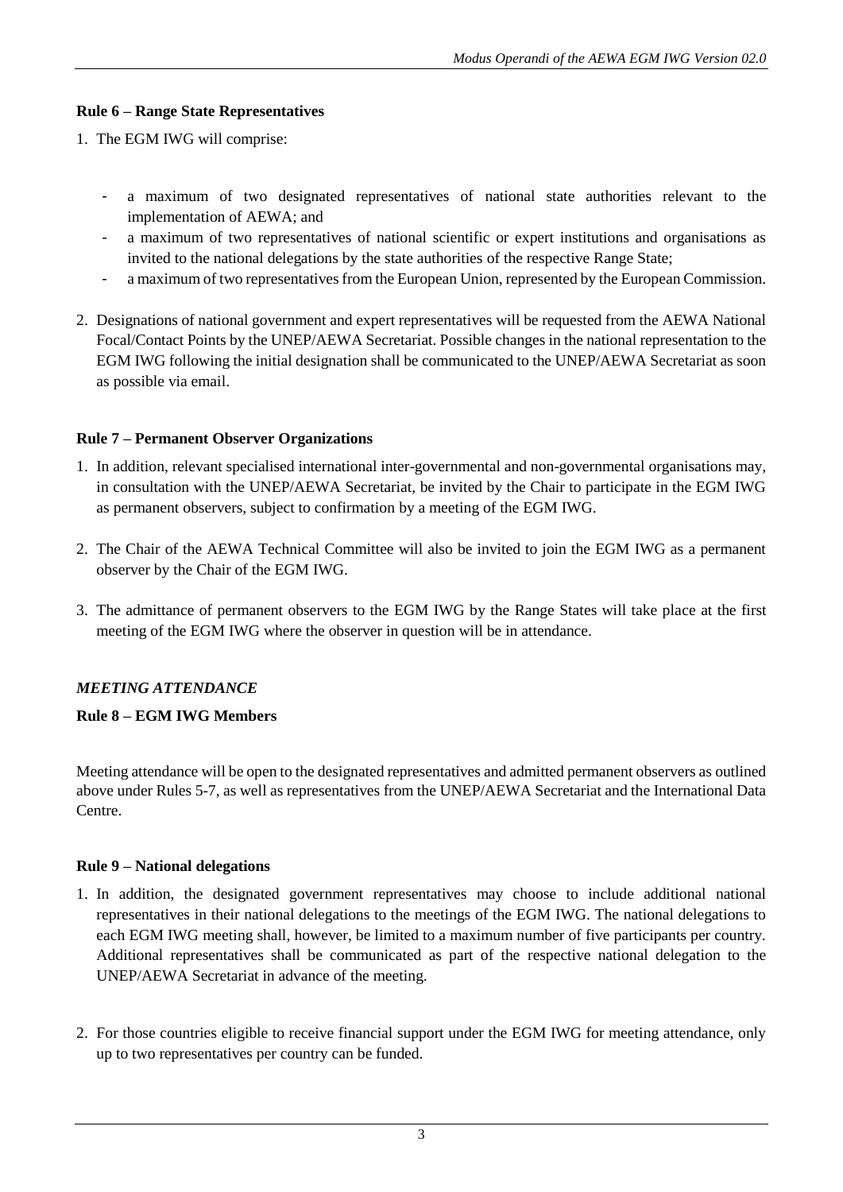**Rule 6 – Range State Representatives**

1. The EGM IWG will comprise:

   - a maximum of two designated representatives of national state authorities relevant to the implementation of AEWA; and
   - a maximum of two representatives of national scientific or expert institutions and organisations as invited to the national delegations by the state authorities of the respective Range State;
   - a maximum of two representatives from the European Union, represented by the European Commission.

2. Designations of national government and expert representatives will be requested from the AEWA National Focal/Contact Points by the UNEP/AEWA Secretariat. Possible changes in the national representation to the EGM IWG following the initial designation shall be communicated to the UNEP/AEWA Secretariat as soon as possible via email.

**Rule 7 – Permanent Observer Organizations**

1. In addition, relevant specialised international inter-governmental and non-governmental organisations may, in consultation with the UNEP/AEWA Secretariat, be invited by the Chair to participate in the EGM IWG as permanent observers, subject to confirmation by a meeting of the EGM IWG.

2. The Chair of the AEWA Technical Committee will also be invited to join the EGM IWG as a permanent observer by the Chair of the EGM IWG.

3. The admittance of permanent observers to the EGM IWG by the Range States will take place at the first meeting of the EGM IWG where the observer in question will be in attendance.

***MEETING ATTENDANCE***

**Rule 8 – EGM IWG Members**

Meeting attendance will be open to the designated representatives and admitted permanent observers as outlined above under Rules 5-7, as well as representatives from the UNEP/AEWA Secretariat and the International Data Centre.

**Rule 9 – National delegations**

1. In addition, the designated government representatives may choose to include additional national representatives in their national delegations to the meetings of the EGM IWG. The national delegations to each EGM IWG meeting shall, however, be limited to a maximum number of five participants per country. Additional representatives shall be communicated as part of the respective national delegation to the UNEP/AEWA Secretariat in advance of the meeting.

2. For those countries eligible to receive financial support under the EGM IWG for meeting attendance, only up to two representatives per country can be funded.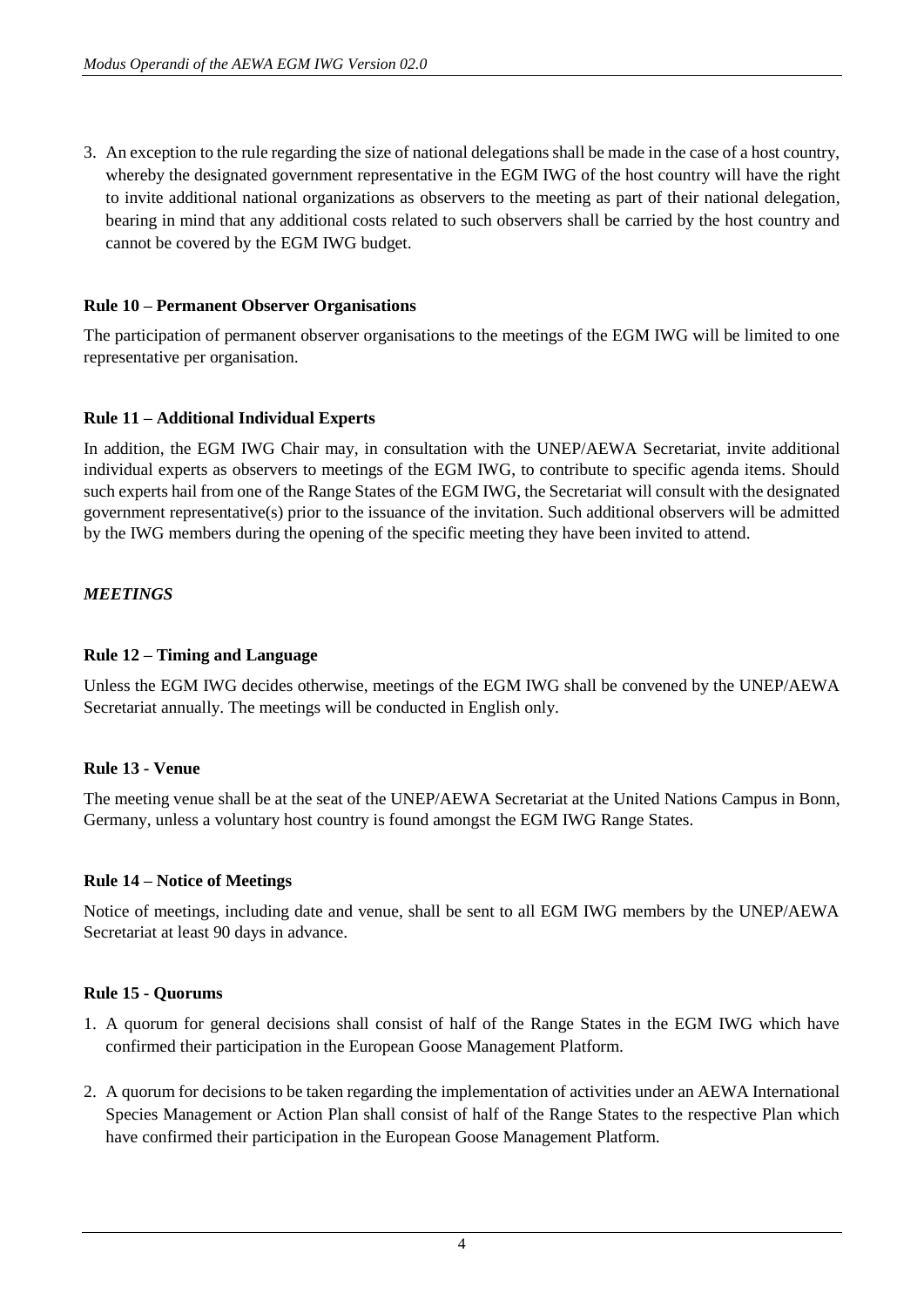3. An exception to the rule regarding the size of national delegations shall be made in the case of a host country, whereby the designated government representative in the EGM IWG of the host country will have the right to invite additional national organizations as observers to the meeting as part of their national delegation, bearing in mind that any additional costs related to such observers shall be carried by the host country and cannot be covered by the EGM IWG budget.

**Rule 10 – Permanent Observer Organisations**

The participation of permanent observer organisations to the meetings of the EGM IWG will be limited to one representative per organisation.

**Rule 11 – Additional Individual Experts**

In addition, the EGM IWG Chair may, in consultation with the UNEP/AEWA Secretariat, invite additional individual experts as observers to meetings of the EGM IWG, to contribute to specific agenda items. Should such experts hail from one of the Range States of the EGM IWG, the Secretariat will consult with the designated government representative(s) prior to the issuance of the invitation. Such additional observers will be admitted by the IWG members during the opening of the specific meeting they have been invited to attend.

***MEETINGS***

**Rule 12 – Timing and Language**

Unless the EGM IWG decides otherwise, meetings of the EGM IWG shall be convened by the UNEP/AEWA Secretariat annually. The meetings will be conducted in English only.

**Rule 13 - Venue**

The meeting venue shall be at the seat of the UNEP/AEWA Secretariat at the United Nations Campus in Bonn, Germany, unless a voluntary host country is found amongst the EGM IWG Range States.

**Rule 14 – Notice of Meetings**

Notice of meetings, including date and venue, shall be sent to all EGM IWG members by the UNEP/AEWA Secretariat at least 90 days in advance.

**Rule 15 - Quorums**

1. A quorum for general decisions shall consist of half of the Range States in the EGM IWG which have confirmed their participation in the European Goose Management Platform.

2. A quorum for decisions to be taken regarding the implementation of activities under an AEWA International Species Management or Action Plan shall consist of half of the Range States to the respective Plan which have confirmed their participation in the European Goose Management Platform.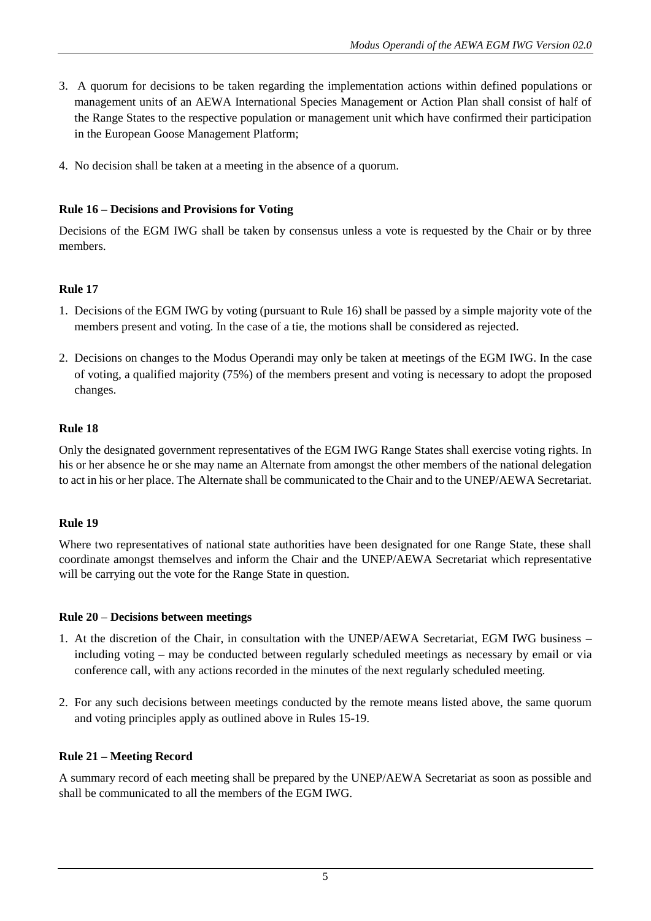3. A quorum for decisions to be taken regarding the implementation actions within defined populations or management units of an AEWA International Species Management or Action Plan shall consist of half of the Range States to the respective population or management unit which have confirmed their participation in the European Goose Management Platform;

4. No decision shall be taken at a meeting in the absence of a quorum.

**Rule 16 – Decisions and Provisions for Voting**

Decisions of the EGM IWG shall be taken by consensus unless a vote is requested by the Chair or by three members.

**Rule 17**

1. Decisions of the EGM IWG by voting (pursuant to Rule 16) shall be passed by a simple majority vote of the members present and voting. In the case of a tie, the motions shall be considered as rejected.

2. Decisions on changes to the Modus Operandi may only be taken at meetings of the EGM IWG. In the case of voting, a qualified majority (75%) of the members present and voting is necessary to adopt the proposed changes.

**Rule 18**

Only the designated government representatives of the EGM IWG Range States shall exercise voting rights. In his or her absence he or she may name an Alternate from amongst the other members of the national delegation to act in his or her place. The Alternate shall be communicated to the Chair and to the UNEP/AEWA Secretariat.

**Rule 19**

Where two representatives of national state authorities have been designated for one Range State, these shall coordinate amongst themselves and inform the Chair and the UNEP/AEWA Secretariat which representative will be carrying out the vote for the Range State in question.

**Rule 20 – Decisions between meetings**

1. At the discretion of the Chair, in consultation with the UNEP/AEWA Secretariat, EGM IWG business – including voting – may be conducted between regularly scheduled meetings as necessary by email or via conference call, with any actions recorded in the minutes of the next regularly scheduled meeting.

2. For any such decisions between meetings conducted by the remote means listed above, the same quorum and voting principles apply as outlined above in Rules 15-19.

**Rule 21 – Meeting Record**

A summary record of each meeting shall be prepared by the UNEP/AEWA Secretariat as soon as possible and shall be communicated to all the members of the EGM IWG.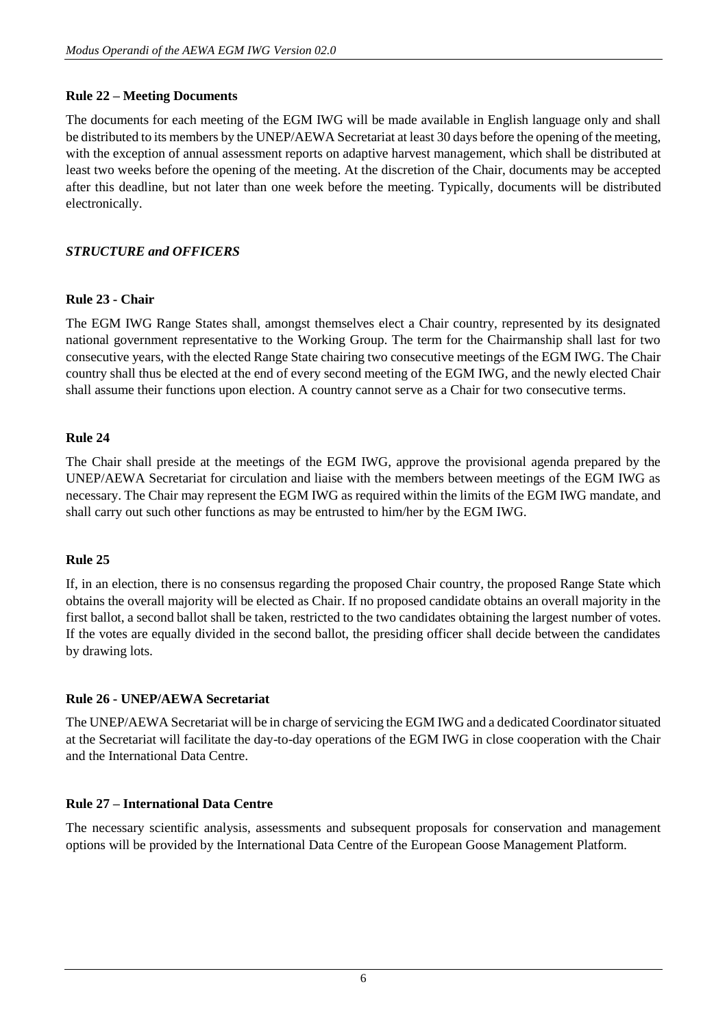### Rule 22 – Meeting Documents

The documents for each meeting of the EGM IWG will be made available in English language only and shall be distributed to its members by the UNEP/AEWA Secretariat at least 30 days before the opening of the meeting, with the exception of annual assessment reports on adaptive harvest management, which shall be distributed at least two weeks before the opening of the meeting. At the discretion of the Chair, documents may be accepted after this deadline, but not later than one week before the meeting. Typically, documents will be distributed electronically.

## *STRUCTURE and OFFICERS*

### Rule 23 - Chair

The EGM IWG Range States shall, amongst themselves elect a Chair country, represented by its designated national government representative to the Working Group. The term for the Chairmanship shall last for two consecutive years, with the elected Range State chairing two consecutive meetings of the EGM IWG. The Chair country shall thus be elected at the end of every second meeting of the EGM IWG, and the newly elected Chair shall assume their functions upon election. A country cannot serve as a Chair for two consecutive terms.

### Rule 24

The Chair shall preside at the meetings of the EGM IWG, approve the provisional agenda prepared by the UNEP/AEWA Secretariat for circulation and liaise with the members between meetings of the EGM IWG as necessary. The Chair may represent the EGM IWG as required within the limits of the EGM IWG mandate, and shall carry out such other functions as may be entrusted to him/her by the EGM IWG.

### Rule 25

If, in an election, there is no consensus regarding the proposed Chair country, the proposed Range State which obtains the overall majority will be elected as Chair. If no proposed candidate obtains an overall majority in the first ballot, a second ballot shall be taken, restricted to the two candidates obtaining the largest number of votes. If the votes are equally divided in the second ballot, the presiding officer shall decide between the candidates by drawing lots.

### Rule 26 - UNEP/AEWA Secretariat

The UNEP/AEWA Secretariat will be in charge of servicing the EGM IWG and a dedicated Coordinator situated at the Secretariat will facilitate the day-to-day operations of the EGM IWG in close cooperation with the Chair and the International Data Centre.

### Rule 27 – International Data Centre

The necessary scientific analysis, assessments and subsequent proposals for conservation and management options will be provided by the International Data Centre of the European Goose Management Platform.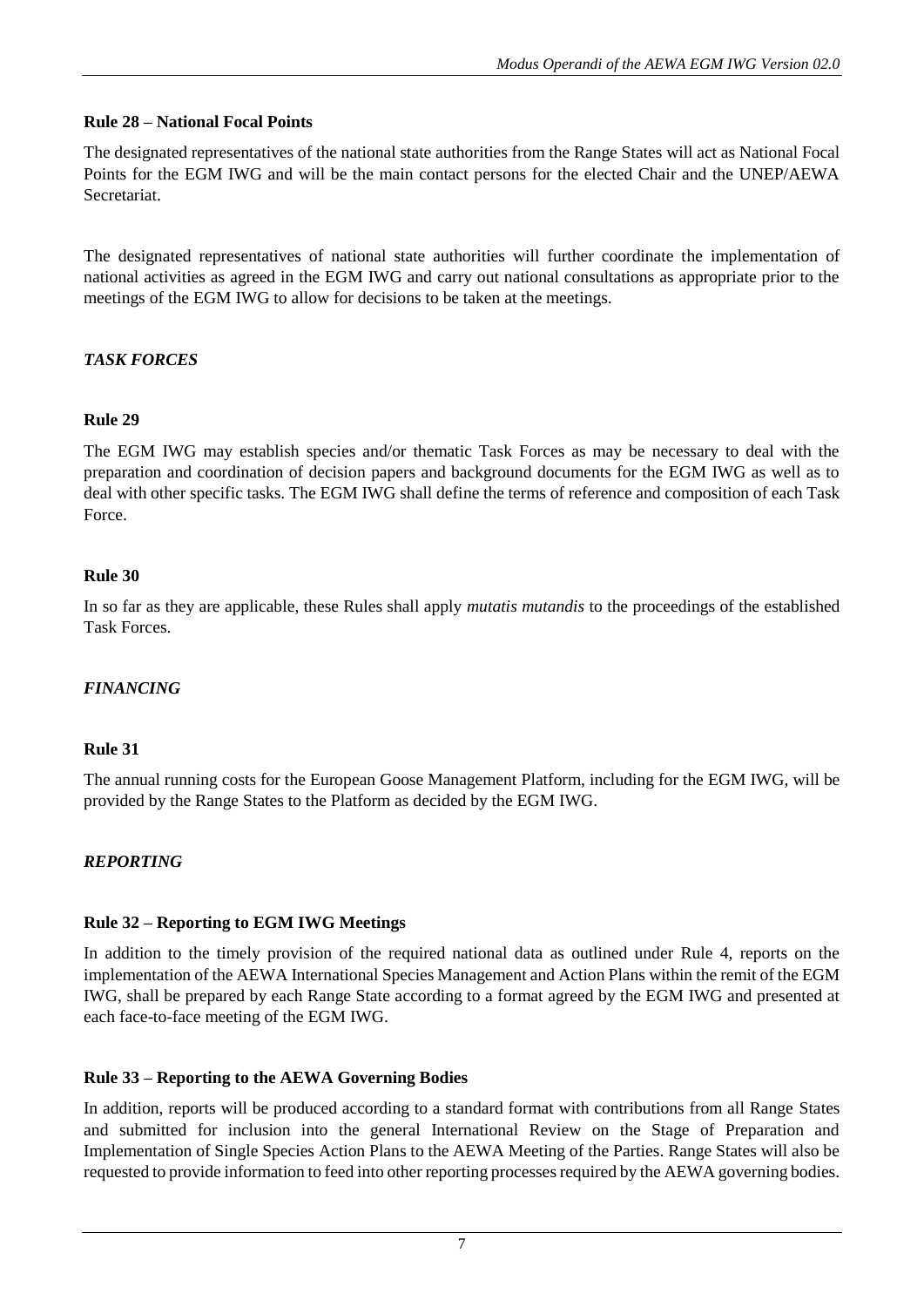**Rule 28 – National Focal Points**

The designated representatives of the national state authorities from the Range States will act as National Focal Points for the EGM IWG and will be the main contact persons for the elected Chair and the UNEP/AEWA Secretariat.

The designated representatives of national state authorities will further coordinate the implementation of national activities as agreed in the EGM IWG and carry out national consultations as appropriate prior to the meetings of the EGM IWG to allow for decisions to be taken at the meetings.

***TASK FORCES***

**Rule 29**

The EGM IWG may establish species and/or thematic Task Forces as may be necessary to deal with the preparation and coordination of decision papers and background documents for the EGM IWG as well as to deal with other specific tasks. The EGM IWG shall define the terms of reference and composition of each Task Force.

**Rule 30**

In so far as they are applicable, these Rules shall apply *mutatis mutandis* to the proceedings of the established Task Forces.

***FINANCING***

**Rule 31**

The annual running costs for the European Goose Management Platform, including for the EGM IWG, will be provided by the Range States to the Platform as decided by the EGM IWG.

***REPORTING***

**Rule 32 – Reporting to EGM IWG Meetings**

In addition to the timely provision of the required national data as outlined under Rule 4, reports on the implementation of the AEWA International Species Management and Action Plans within the remit of the EGM IWG, shall be prepared by each Range State according to a format agreed by the EGM IWG and presented at each face-to-face meeting of the EGM IWG.

**Rule 33 – Reporting to the AEWA Governing Bodies**

In addition, reports will be produced according to a standard format with contributions from all Range States and submitted for inclusion into the general International Review on the Stage of Preparation and Implementation of Single Species Action Plans to the AEWA Meeting of the Parties. Range States will also be requested to provide information to feed into other reporting processes required by the AEWA governing bodies.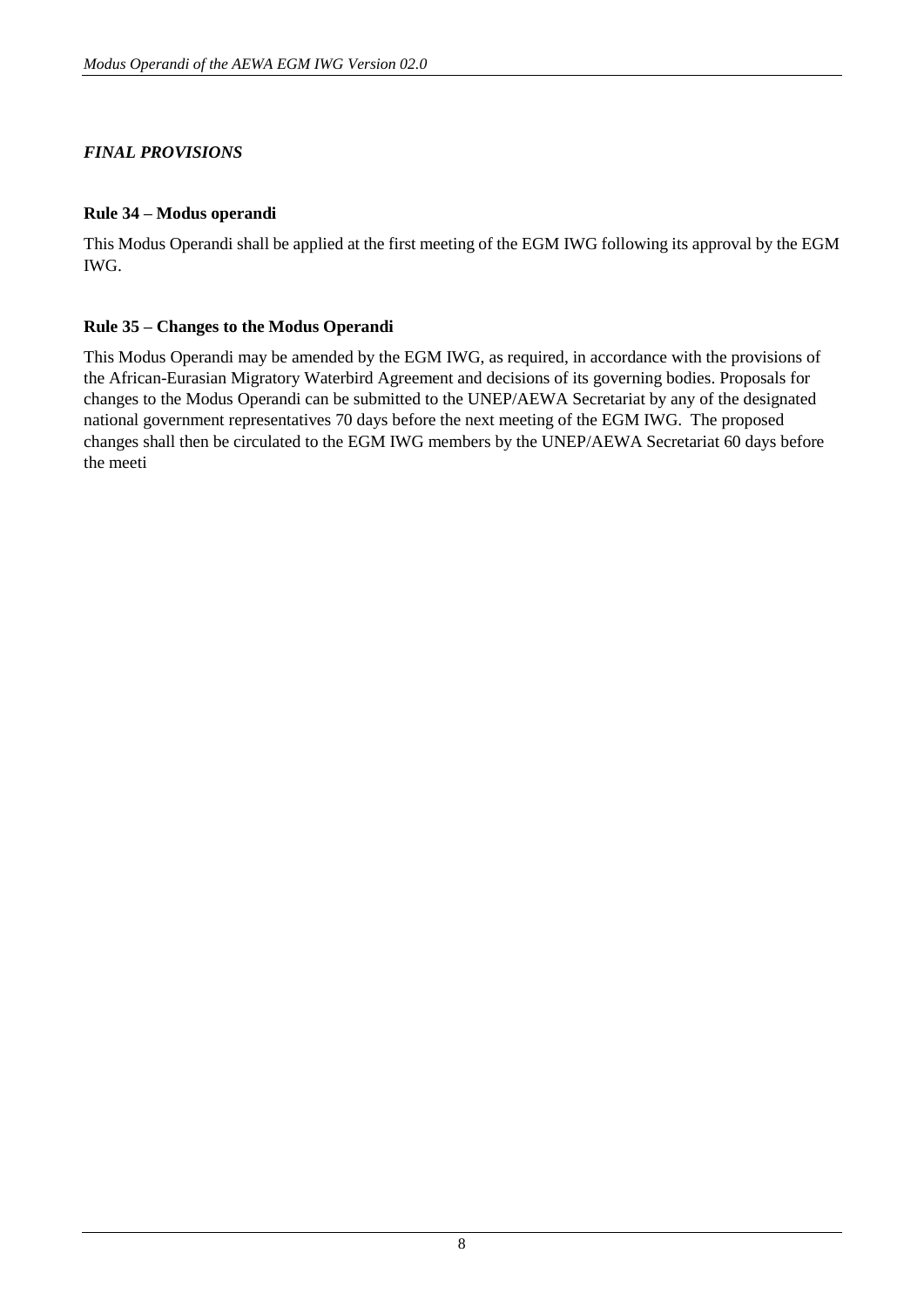*FINAL PROVISIONS*

**Rule 34 – Modus operandi**

This Modus Operandi shall be applied at the first meeting of the EGM IWG following its approval by the EGM IWG.

**Rule 35 – Changes to the Modus Operandi**

This Modus Operandi may be amended by the EGM IWG, as required, in accordance with the provisions of the African-Eurasian Migratory Waterbird Agreement and decisions of its governing bodies. Proposals for changes to the Modus Operandi can be submitted to the UNEP/AEWA Secretariat by any of the designated national government representatives 70 days before the next meeting of the EGM IWG. The proposed changes shall then be circulated to the EGM IWG members by the UNEP/AEWA Secretariat 60 days before the meeti